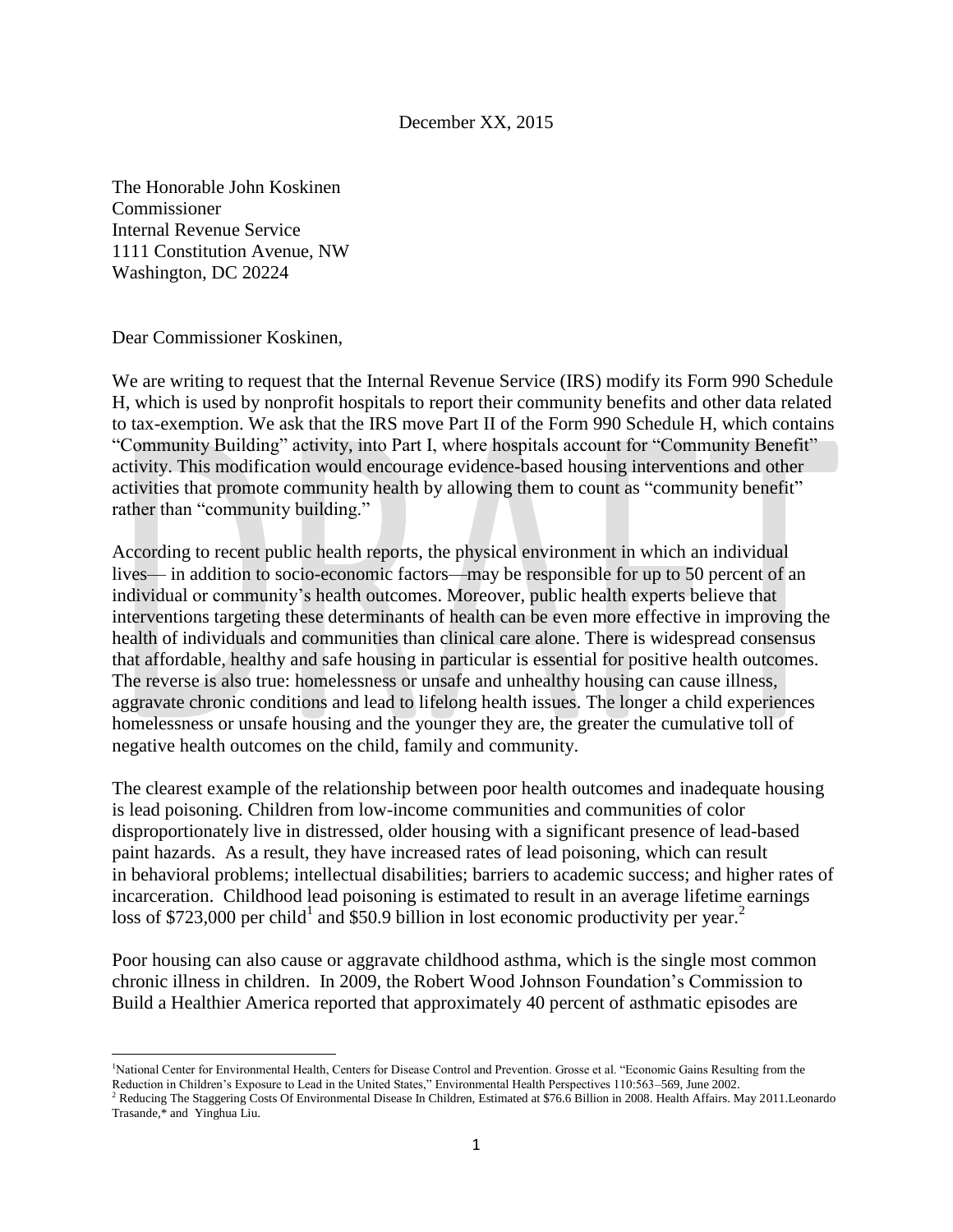December XX, 2015

The Honorable John Koskinen
Commissioner
Internal Revenue Service
1111 Constitution Avenue, NW
Washington, DC 20224

Dear Commissioner Koskinen,

We are writing to request that the Internal Revenue Service (IRS) modify its Form 990 Schedule H, which is used by nonprofit hospitals to report their community benefits and other data related to tax-exemption. We ask that the IRS move Part II of the Form 990 Schedule H, which contains "Community Building" activity, into Part I, where hospitals account for "Community Benefit" activity. This modification would encourage evidence-based housing interventions and other activities that promote community health by allowing them to count as "community benefit" rather than "community building."

According to recent public health reports, the physical environment in which an individual lives— in addition to socio-economic factors—may be responsible for up to 50 percent of an individual or community's health outcomes. Moreover, public health experts believe that interventions targeting these determinants of health can be even more effective in improving the health of individuals and communities than clinical care alone. There is widespread consensus that affordable, healthy and safe housing in particular is essential for positive health outcomes. The reverse is also true: homelessness or unsafe and unhealthy housing can cause illness, aggravate chronic conditions and lead to lifelong health issues. The longer a child experiences homelessness or unsafe housing and the younger they are, the greater the cumulative toll of negative health outcomes on the child, family and community.

The clearest example of the relationship between poor health outcomes and inadequate housing is lead poisoning. Children from low-income communities and communities of color disproportionately live in distressed, older housing with a significant presence of lead-based paint hazards. As a result, they have increased rates of lead poisoning, which can result in behavioral problems; intellectual disabilities; barriers to academic success; and higher rates of incarceration. Childhood lead poisoning is estimated to result in an average lifetime earnings loss of $723,000 per child[1] and $50.9 billion in lost economic productivity per year.[2]

Poor housing can also cause or aggravate childhood asthma, which is the single most common chronic illness in children. In 2009, the Robert Wood Johnson Foundation's Commission to Build a Healthier America reported that approximately 40 percent of asthmatic episodes are

---

[1] National Center for Environmental Health, Centers for Disease Control and Prevention. Grosse et al. "Economic Gains Resulting from the Reduction in Children's Exposure to Lead in the United States," Environmental Health Perspectives 110:563–569, June 2002.

[2] Reducing The Staggering Costs Of Environmental Disease In Children, Estimated at $76.6 Billion in 2008. Health Affairs. May 2011.Leonardo Trasande,* and Yinghua Liu.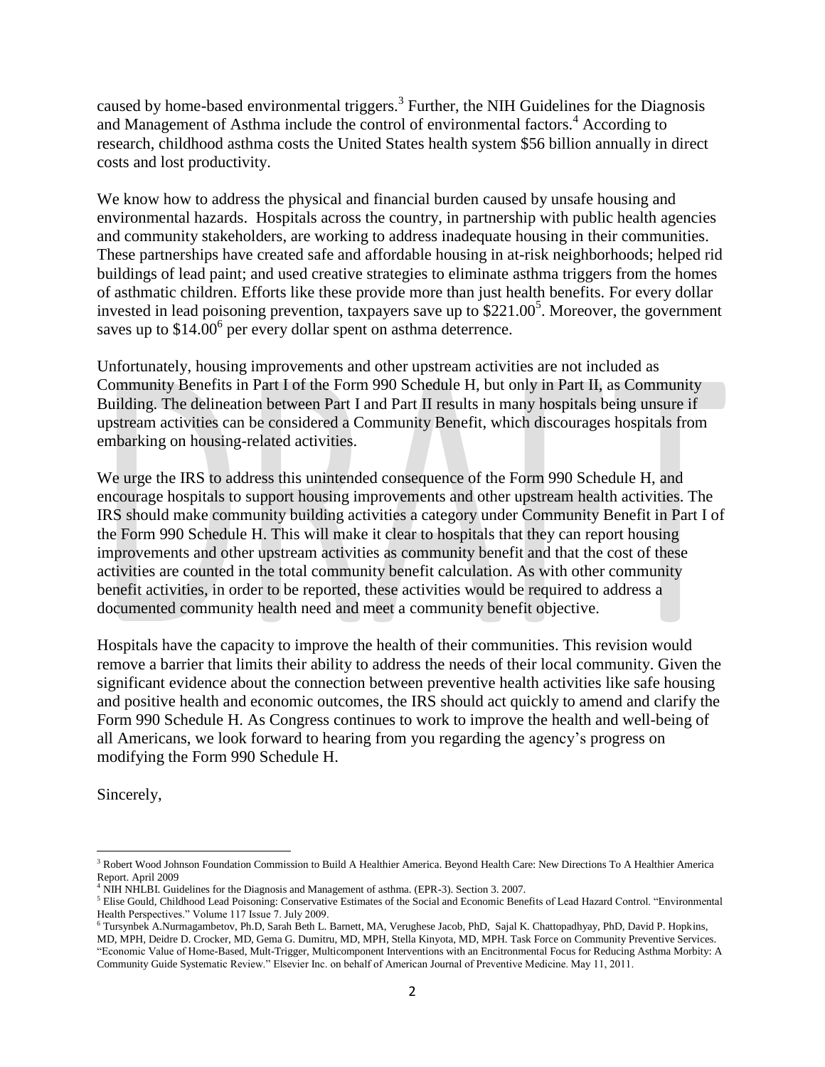caused by home-based environmental triggers.[3] Further, the NIH Guidelines for the Diagnosis and Management of Asthma include the control of environmental factors.[4] According to research, childhood asthma costs the United States health system $56 billion annually in direct costs and lost productivity.

We know how to address the physical and financial burden caused by unsafe housing and environmental hazards. Hospitals across the country, in partnership with public health agencies and community stakeholders, are working to address inadequate housing in their communities. These partnerships have created safe and affordable housing in at-risk neighborhoods; helped rid buildings of lead paint; and used creative strategies to eliminate asthma triggers from the homes of asthmatic children. Efforts like these provide more than just health benefits. For every dollar invested in lead poisoning prevention, taxpayers save up to $221.00[5]. Moreover, the government saves up to $14.00[6] per every dollar spent on asthma deterrence.

Unfortunately, housing improvements and other upstream activities are not included as Community Benefits in Part I of the Form 990 Schedule H, but only in Part II, as Community Building. The delineation between Part I and Part II results in many hospitals being unsure if upstream activities can be considered a Community Benefit, which discourages hospitals from embarking on housing-related activities.

We urge the IRS to address this unintended consequence of the Form 990 Schedule H, and encourage hospitals to support housing improvements and other upstream health activities. The IRS should make community building activities a category under Community Benefit in Part I of the Form 990 Schedule H. This will make it clear to hospitals that they can report housing improvements and other upstream activities as community benefit and that the cost of these activities are counted in the total community benefit calculation. As with other community benefit activities, in order to be reported, these activities would be required to address a documented community health need and meet a community benefit objective.

Hospitals have the capacity to improve the health of their communities. This revision would remove a barrier that limits their ability to address the needs of their local community. Given the significant evidence about the connection between preventive health activities like safe housing and positive health and economic outcomes, the IRS should act quickly to amend and clarify the Form 990 Schedule H. As Congress continues to work to improve the health and well-being of all Americans, we look forward to hearing from you regarding the agency's progress on modifying the Form 990 Schedule H.

Sincerely,

---

[3] Robert Wood Johnson Foundation Commission to Build A Healthier America. Beyond Health Care: New Directions To A Healthier America Report. April 2009

[4] NIH NHLBI. Guidelines for the Diagnosis and Management of asthma. (EPR-3). Section 3. 2007.

[5] Elise Gould, Childhood Lead Poisoning: Conservative Estimates of the Social and Economic Benefits of Lead Hazard Control. "Environmental Health Perspectives." Volume 117 Issue 7. July 2009.

[6] Tursynbek A.Nurmagambetov, Ph.D, Sarah Beth L. Barnett, MA, Verughese Jacob, PhD, Sajal K. Chattopadhyay, PhD, David P. Hopkins, MD, MPH, Deidre D. Crocker, MD, Gema G. Dumitru, MD, MPH, Stella Kinyota, MD, MPH. Task Force on Community Preventive Services. "Economic Value of Home-Based, Mult-Trigger, Multicomponent Interventions with an Encitronmental Focus for Reducing Asthma Morbity: A Community Guide Systematic Review." Elsevier Inc. on behalf of American Journal of Preventive Medicine. May 11, 2011.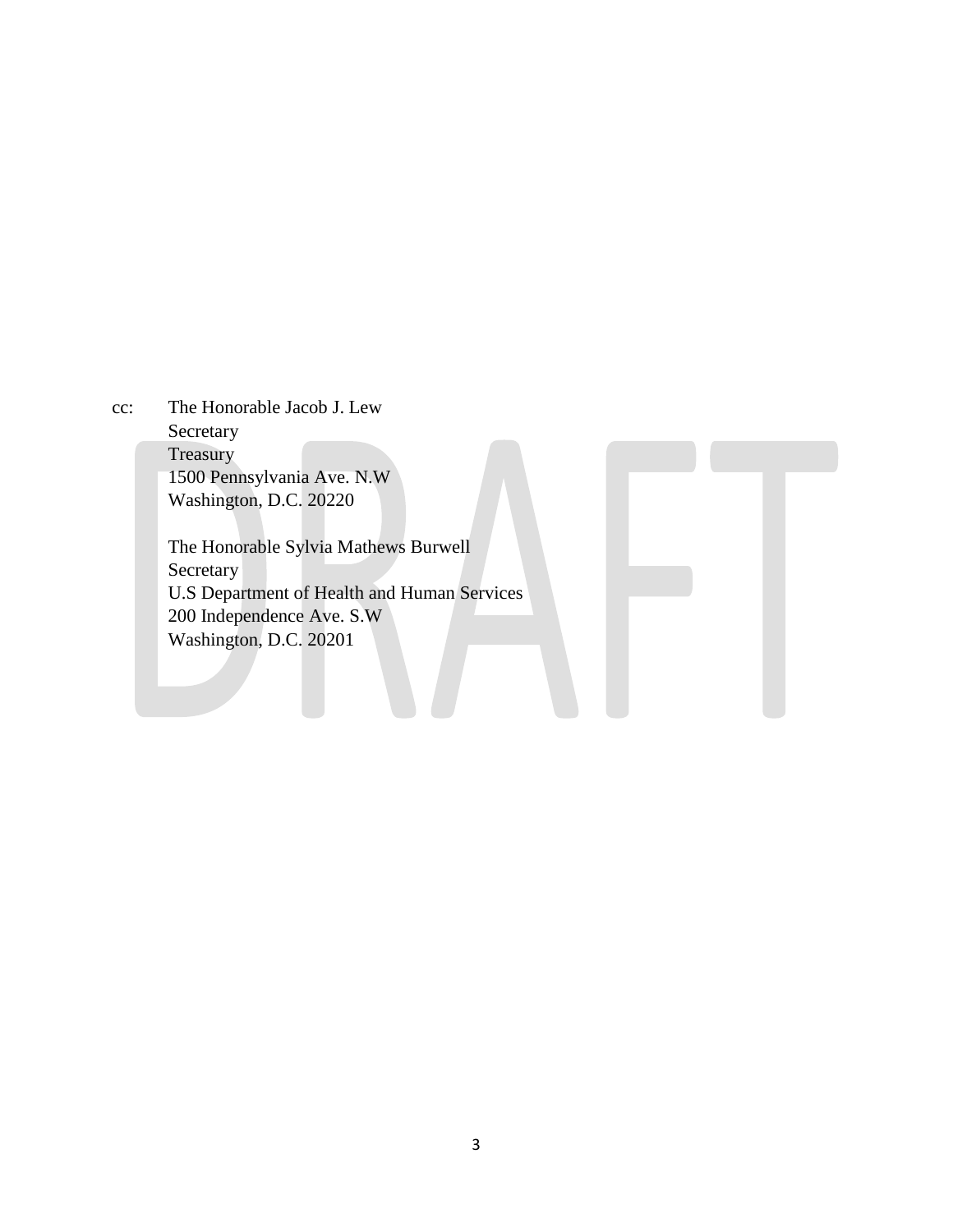cc: The Honorable Jacob J. Lew
Secretary
Treasury
1500 Pennsylvania Ave. N.W
Washington, D.C. 20220

The Honorable Sylvia Mathews Burwell
Secretary
U.S Department of Health and Human Services
200 Independence Ave. S.W
Washington, D.C. 20201